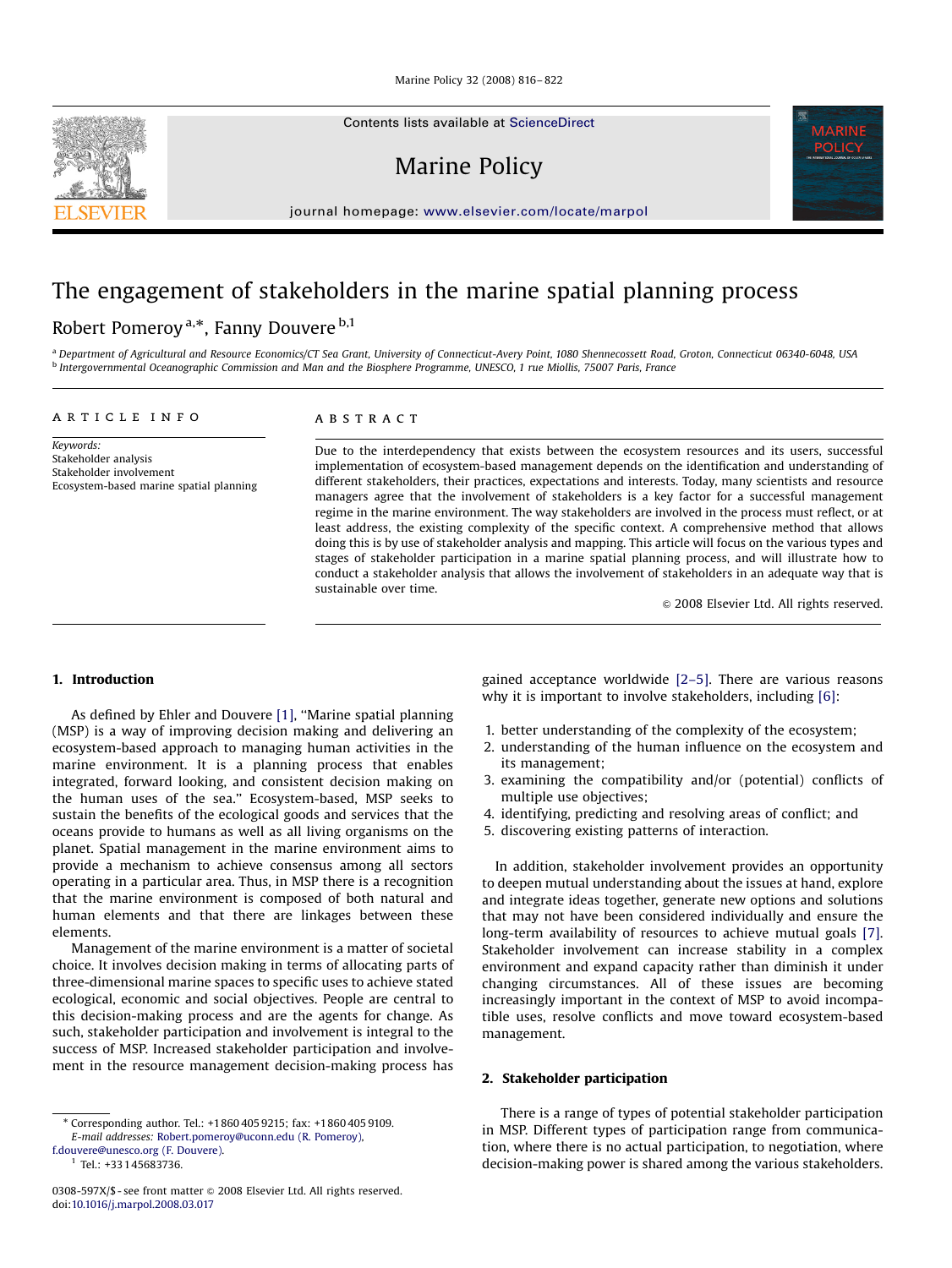Contents lists available at ScienceDirect

Marine Policy

journal homepage: www.elsevier.com/locate/marpol

# The engagement of stakeholders in the marine spatial planning process

Robert Pomeroy [a,*], Fanny Douvere [b,1]

[a] Department of Agricultural and Resource Economics/CT Sea Grant, University of Connecticut-Avery Point, 1080 Shennecossett Road, Groton, Connecticut 06340-6048, USA
[b] Intergovernmental Oceanographic Commission and Man and the Biosphere Programme, UNESCO, 1 rue Miollis, 75007 Paris, France

ARTICLE INFO

*Keywords:*
Stakeholder analysis
Stakeholder involvement
Ecosystem-based marine spatial planning

ABSTRACT

Due to the interdependency that exists between the ecosystem resources and its users, successful implementation of ecosystem-based management depends on the identification and understanding of different stakeholders, their practices, expectations and interests. Today, many scientists and resource managers agree that the involvement of stakeholders is a key factor for a successful management regime in the marine environment. The way stakeholders are involved in the process must reflect, or at least address, the existing complexity of the specific context. A comprehensive method that allows doing this is by use of stakeholder analysis and mapping. This article will focus on the various types and stages of stakeholder participation in a marine spatial planning process, and will illustrate how to conduct a stakeholder analysis that allows the involvement of stakeholders in an adequate way that is sustainable over time.

© 2008 Elsevier Ltd. All rights reserved.

## 1. Introduction

As defined by Ehler and Douvere [1], "Marine spatial planning (MSP) is a way of improving decision making and delivering an ecosystem-based approach to managing human activities in the marine environment. It is a planning process that enables integrated, forward looking, and consistent decision making on the human uses of the sea." Ecosystem-based, MSP seeks to sustain the benefits of the ecological goods and services that the oceans provide to humans as well as all living organisms on the planet. Spatial management in the marine environment aims to provide a mechanism to achieve consensus among all sectors operating in a particular area. Thus, in MSP there is a recognition that the marine environment is composed of both natural and human elements and that there are linkages between these elements.

Management of the marine environment is a matter of societal choice. It involves decision making in terms of allocating parts of three-dimensional marine spaces to specific uses to achieve stated ecological, economic and social objectives. People are central to this decision-making process and are the agents for change. As such, stakeholder participation and involvement is integral to the success of MSP. Increased stakeholder participation and involvement in the resource management decision-making process has gained acceptance worldwide [2–5]. There are various reasons why it is important to involve stakeholders, including [6]:

1. better understanding of the complexity of the ecosystem;
2. understanding of the human influence on the ecosystem and its management;
3. examining the compatibility and/or (potential) conflicts of multiple use objectives;
4. identifying, predicting and resolving areas of conflict; and
5. discovering existing patterns of interaction.

In addition, stakeholder involvement provides an opportunity to deepen mutual understanding about the issues at hand, explore and integrate ideas together, generate new options and solutions that may not have been considered individually and ensure the long-term availability of resources to achieve mutual goals [7]. Stakeholder involvement can increase stability in a complex environment and expand capacity rather than diminish it under changing circumstances. All of these issues are becoming increasingly important in the context of MSP to avoid incompatible uses, resolve conflicts and move toward ecosystem-based management.

## 2. Stakeholder participation

There is a range of types of potential stakeholder participation in MSP. Different types of participation range from communication, where there is no actual participation, to negotiation, where decision-making power is shared among the various stakeholders.

* Corresponding author. Tel.: +1 860 405 9215; fax: +1 860 405 9109.
*E-mail addresses:* Robert.pomeroy@uconn.edu (R. Pomeroy), f.douvere@unesco.org (F. Douvere).
[1] Tel.: +33 1 45683736.

0308-597X/$ - see front matter © 2008 Elsevier Ltd. All rights reserved.
doi:10.1016/j.marpol.2008.03.017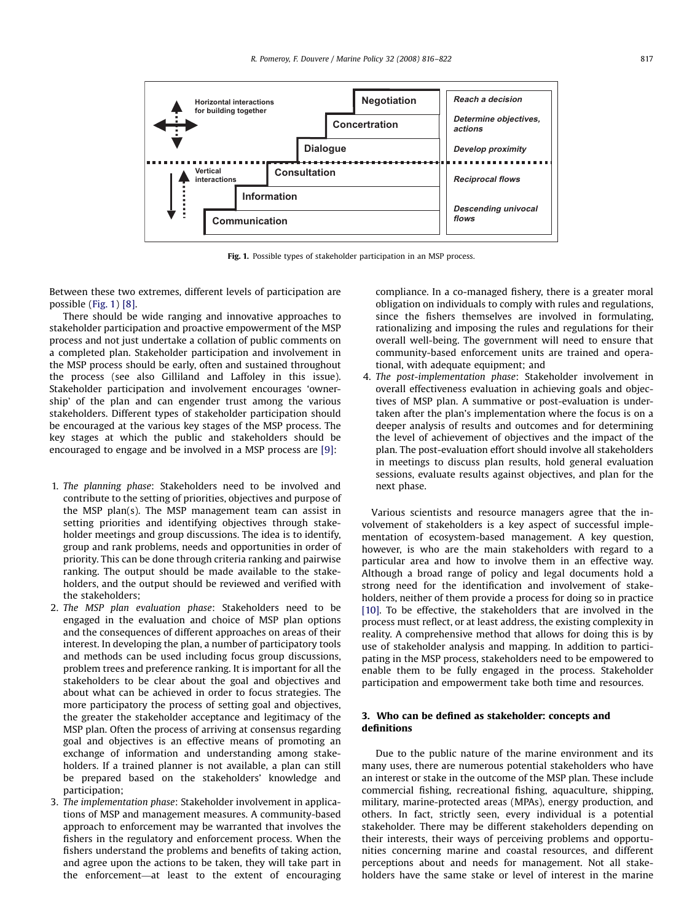Fig. 1. Possible types of stakeholder participation in an MSP process.

Between these two extremes, different levels of participation are possible (Fig. 1) [8].

There should be wide ranging and innovative approaches to stakeholder participation and proactive empowerment of the MSP process and not just undertake a collation of public comments on a completed plan. Stakeholder participation and involvement in the MSP process should be early, often and sustained throughout the process (see also Gilliland and Laffoley in this issue). Stakeholder participation and involvement encourages 'ownership' of the plan and can engender trust among the various stakeholders. Different types of stakeholder participation should be encouraged at the various key stages of the MSP process. The key stages at which the public and stakeholders should be encouraged to engage and be involved in a MSP process are [9]:

1. *The planning phase*: Stakeholders need to be involved and contribute to the setting of priorities, objectives and purpose of the MSP plan(s). The MSP management team can assist in setting priorities and identifying objectives through stakeholder meetings and group discussions. The idea is to identify, group and rank problems, needs and opportunities in order of priority. This can be done through criteria ranking and pairwise ranking. The output should be made available to the stakeholders, and the output should be reviewed and verified with the stakeholders;
2. *The MSP plan evaluation phase*: Stakeholders need to be engaged in the evaluation and choice of MSP plan options and the consequences of different approaches on areas of their interest. In developing the plan, a number of participatory tools and methods can be used including focus group discussions, problem trees and preference ranking. It is important for all the stakeholders to be clear about the goal and objectives and about what can be achieved in order to focus strategies. The more participatory the process of setting goal and objectives, the greater the stakeholder acceptance and legitimacy of the MSP plan. Often the process of arriving at consensus regarding goal and objectives is an effective means of promoting an exchange of information and understanding among stakeholders. If a trained planner is not available, a plan can still be prepared based on the stakeholders' knowledge and participation;
3. *The implementation phase*: Stakeholder involvement in applications of MSP and management measures. A community-based approach to enforcement may be warranted that involves the fishers in the regulatory and enforcement process. When the fishers understand the problems and benefits of taking action, and agree upon the actions to be taken, they will take part in the enforcement—at least to the extent of encouraging compliance. In a co-managed fishery, there is a greater moral obligation on individuals to comply with rules and regulations, since the fishers themselves are involved in formulating, rationalizing and imposing the rules and regulations for their overall well-being. The government will need to ensure that community-based enforcement units are trained and operational, with adequate equipment; and
4. *The post-implementation phase*: Stakeholder involvement in overall effectiveness evaluation in achieving goals and objectives of MSP plan. A summative or post-evaluation is undertaken after the plan's implementation where the focus is on a deeper analysis of results and outcomes and for determining the level of achievement of objectives and the impact of the plan. The post-evaluation effort should involve all stakeholders in meetings to discuss plan results, hold general evaluation sessions, evaluate results against objectives, and plan for the next phase.

Various scientists and resource managers agree that the involvement of stakeholders is a key aspect of successful implementation of ecosystem-based management. A key question, however, is who are the main stakeholders with regard to a particular area and how to involve them in an effective way. Although a broad range of policy and legal documents hold a strong need for the identification and involvement of stakeholders, neither of them provide a process for doing so in practice [10]. To be effective, the stakeholders that are involved in the process must reflect, or at least address, the existing complexity in reality. A comprehensive method that allows for doing this is by use of stakeholder analysis and mapping. In addition to participating in the MSP process, stakeholders need to be empowered to enable them to be fully engaged in the process. Stakeholder participation and empowerment take both time and resources.

## 3. Who can be defined as stakeholder: concepts and definitions

Due to the public nature of the marine environment and its many uses, there are numerous potential stakeholders who have an interest or stake in the outcome of the MSP plan. These include commercial fishing, recreational fishing, aquaculture, shipping, military, marine-protected areas (MPAs), energy production, and others. In fact, strictly seen, every individual is a potential stakeholder. There may be different stakeholders depending on their interests, their ways of perceiving problems and opportunities concerning marine and coastal resources, and different perceptions about and needs for management. Not all stakeholders have the same stake or level of interest in the marine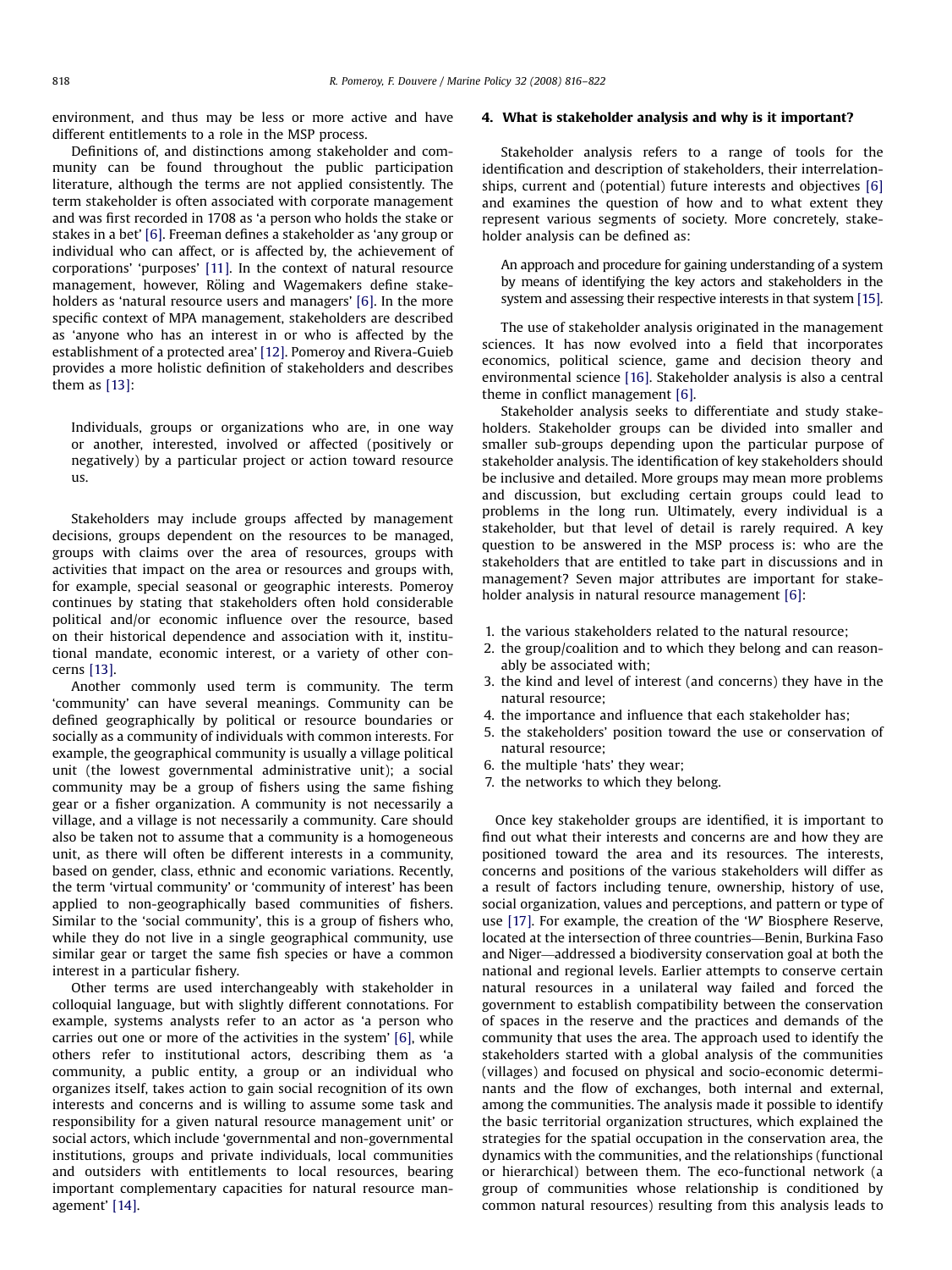environment, and thus may be less or more active and have different entitlements to a role in the MSP process.

Definitions of, and distinctions among stakeholder and community can be found throughout the public participation literature, although the terms are not applied consistently. The term stakeholder is often associated with corporate management and was first recorded in 1708 as 'a person who holds the stake or stakes in a bet' [6]. Freeman defines a stakeholder as 'any group or individual who can affect, or is affected by, the achievement of corporations' 'purposes' [11]. In the context of natural resource management, however, Röling and Wagemakers define stakeholders as 'natural resource users and managers' [6]. In the more specific context of MPA management, stakeholders are described as 'anyone who has an interest in or who is affected by the establishment of a protected area' [12]. Pomeroy and Rivera-Guieb provides a more holistic definition of stakeholders and describes them as [13]:

> Individuals, groups or organizations who are, in one way or another, interested, involved or affected (positively or negatively) by a particular project or action toward resource us.

Stakeholders may include groups affected by management decisions, groups dependent on the resources to be managed, groups with claims over the area of resources, groups with activities that impact on the area or resources and groups with, for example, special seasonal or geographic interests. Pomeroy continues by stating that stakeholders often hold considerable political and/or economic influence over the resource, based on their historical dependence and association with it, institutional mandate, economic interest, or a variety of other concerns [13].

Another commonly used term is community. The term 'community' can have several meanings. Community can be defined geographically by political or resource boundaries or socially as a community of individuals with common interests. For example, the geographical community is usually a village political unit (the lowest governmental administrative unit); a social community may be a group of fishers using the same fishing gear or a fisher organization. A community is not necessarily a village, and a village is not necessarily a community. Care should also be taken not to assume that a community is a homogeneous unit, as there will often be different interests in a community, based on gender, class, ethnic and economic variations. Recently, the term 'virtual community' or 'community of interest' has been applied to non-geographically based communities of fishers. Similar to the 'social community', this is a group of fishers who, while they do not live in a single geographical community, use similar gear or target the same fish species or have a common interest in a particular fishery.

Other terms are used interchangeably with stakeholder in colloquial language, but with slightly different connotations. For example, systems analysts refer to an actor as 'a person who carries out one or more of the activities in the system' [6], while others refer to institutional actors, describing them as 'a community, a public entity, a group or an individual who organizes itself, takes action to gain social recognition of its own interests and concerns and is willing to assume some task and responsibility for a given natural resource management unit' or social actors, which include 'governmental and non-governmental institutions, groups and private individuals, local communities and outsiders with entitlements to local resources, bearing important complementary capacities for natural resource management' [14].

## 4. What is stakeholder analysis and why is it important?

Stakeholder analysis refers to a range of tools for the identification and description of stakeholders, their interrelationships, current and (potential) future interests and objectives [6] and examines the question of how and to what extent they represent various segments of society. More concretely, stakeholder analysis can be defined as:

> An approach and procedure for gaining understanding of a system by means of identifying the key actors and stakeholders in the system and assessing their respective interests in that system [15].

The use of stakeholder analysis originated in the management sciences. It has now evolved into a field that incorporates economics, political science, game and decision theory and environmental science [16]. Stakeholder analysis is also a central theme in conflict management [6].

Stakeholder analysis seeks to differentiate and study stakeholders. Stakeholder groups can be divided into smaller and smaller sub-groups depending upon the particular purpose of stakeholder analysis. The identification of key stakeholders should be inclusive and detailed. More groups may mean more problems and discussion, but excluding certain groups could lead to problems in the long run. Ultimately, every individual is a stakeholder, but that level of detail is rarely required. A key question to be answered in the MSP process is: who are the stakeholders that are entitled to take part in discussions and in management? Seven major attributes are important for stakeholder analysis in natural resource management [6]:

1. the various stakeholders related to the natural resource;
2. the group/coalition and to which they belong and can reasonably be associated with;
3. the kind and level of interest (and concerns) they have in the natural resource;
4. the importance and influence that each stakeholder has;
5. the stakeholders' position toward the use or conservation of natural resource;
6. the multiple 'hats' they wear;
7. the networks to which they belong.

Once key stakeholder groups are identified, it is important to find out what their interests and concerns are and how they are positioned toward the area and its resources. The interests, concerns and positions of the various stakeholders will differ as a result of factors including tenure, ownership, history of use, social organization, values and perceptions, and pattern or type of use [17]. For example, the creation of the '*W*' Biosphere Reserve, located at the intersection of three countries—Benin, Burkina Faso and Niger—addressed a biodiversity conservation goal at both the national and regional levels. Earlier attempts to conserve certain natural resources in a unilateral way failed and forced the government to establish compatibility between the conservation of spaces in the reserve and the practices and demands of the community that uses the area. The approach used to identify the stakeholders started with a global analysis of the communities (villages) and focused on physical and socio-economic determinants and the flow of exchanges, both internal and external, among the communities. The analysis made it possible to identify the basic territorial organization structures, which explained the strategies for the spatial occupation in the conservation area, the dynamics with the communities, and the relationships (functional or hierarchical) between them. The eco-functional network (a group of communities whose relationship is conditioned by common natural resources) resulting from this analysis leads to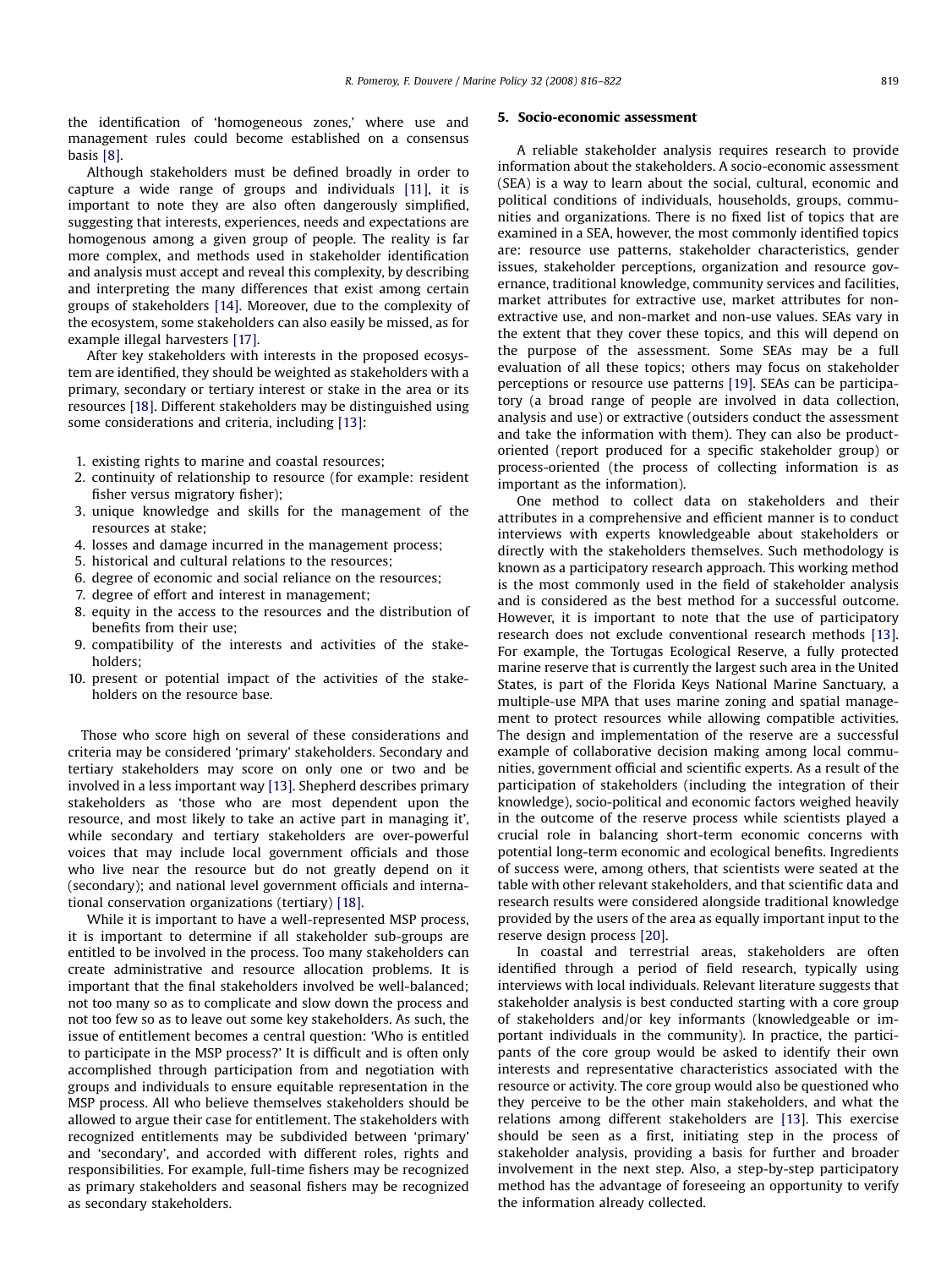the identification of 'homogeneous zones,' where use and management rules could become established on a consensus basis [8].

Although stakeholders must be defined broadly in order to capture a wide range of groups and individuals [11], it is important to note they are also often dangerously simplified, suggesting that interests, experiences, needs and expectations are homogenous among a given group of people. The reality is far more complex, and methods used in stakeholder identification and analysis must accept and reveal this complexity, by describing and interpreting the many differences that exist among certain groups of stakeholders [14]. Moreover, due to the complexity of the ecosystem, some stakeholders can also easily be missed, as for example illegal harvesters [17].

After key stakeholders with interests in the proposed ecosystem are identified, they should be weighted as stakeholders with a primary, secondary or tertiary interest or stake in the area or its resources [18]. Different stakeholders may be distinguished using some considerations and criteria, including [13]:

1. existing rights to marine and coastal resources;
2. continuity of relationship to resource (for example: resident fisher versus migratory fisher);
3. unique knowledge and skills for the management of the resources at stake;
4. losses and damage incurred in the management process;
5. historical and cultural relations to the resources;
6. degree of economic and social reliance on the resources;
7. degree of effort and interest in management;
8. equity in the access to the resources and the distribution of benefits from their use;
9. compatibility of the interests and activities of the stakeholders;
10. present or potential impact of the activities of the stakeholders on the resource base.

Those who score high on several of these considerations and criteria may be considered 'primary' stakeholders. Secondary and tertiary stakeholders may score on only one or two and be involved in a less important way [13]. Shepherd describes primary stakeholders as 'those who are most dependent upon the resource, and most likely to take an active part in managing it', while secondary and tertiary stakeholders are over-powerful voices that may include local government officials and those who live near the resource but do not greatly depend on it (secondary); and national level government officials and international conservation organizations (tertiary) [18].

While it is important to have a well-represented MSP process, it is important to determine if all stakeholder sub-groups are entitled to be involved in the process. Too many stakeholders can create administrative and resource allocation problems. It is important that the final stakeholders involved be well-balanced; not too many so as to complicate and slow down the process and not too few so as to leave out some key stakeholders. As such, the issue of entitlement becomes a central question: 'Who is entitled to participate in the MSP process?' It is difficult and is often only accomplished through participation from and negotiation with groups and individuals to ensure equitable representation in the MSP process. All who believe themselves stakeholders should be allowed to argue their case for entitlement. The stakeholders with recognized entitlements may be subdivided between 'primary' and 'secondary', and accorded with different roles, rights and responsibilities. For example, full-time fishers may be recognized as primary stakeholders and seasonal fishers may be recognized as secondary stakeholders.

## 5. Socio-economic assessment

A reliable stakeholder analysis requires research to provide information about the stakeholders. A socio-economic assessment (SEA) is a way to learn about the social, cultural, economic and political conditions of individuals, households, groups, communities and organizations. There is no fixed list of topics that are examined in a SEA, however, the most commonly identified topics are: resource use patterns, stakeholder characteristics, gender issues, stakeholder perceptions, organization and resource governance, traditional knowledge, community services and facilities, market attributes for extractive use, market attributes for non-extractive use, and non-market and non-use values. SEAs vary in the extent that they cover these topics, and this will depend on the purpose of the assessment. Some SEAs may be a full evaluation of all these topics; others may focus on stakeholder perceptions or resource use patterns [19]. SEAs can be participatory (a broad range of people are involved in data collection, analysis and use) or extractive (outsiders conduct the assessment and take the information with them). They can also be product-oriented (report produced for a specific stakeholder group) or process-oriented (the process of collecting information is as important as the information).

One method to collect data on stakeholders and their attributes in a comprehensive and efficient manner is to conduct interviews with experts knowledgeable about stakeholders or directly with the stakeholders themselves. Such methodology is known as a participatory research approach. This working method is the most commonly used in the field of stakeholder analysis and is considered as the best method for a successful outcome. However, it is important to note that the use of participatory research does not exclude conventional research methods [13]. For example, the Tortugas Ecological Reserve, a fully protected marine reserve that is currently the largest such area in the United States, is part of the Florida Keys National Marine Sanctuary, a multiple-use MPA that uses marine zoning and spatial management to protect resources while allowing compatible activities. The design and implementation of the reserve are a successful example of collaborative decision making among local communities, government official and scientific experts. As a result of the participation of stakeholders (including the integration of their knowledge), socio-political and economic factors weighed heavily in the outcome of the reserve process while scientists played a crucial role in balancing short-term economic concerns with potential long-term economic and ecological benefits. Ingredients of success were, among others, that scientists were seated at the table with other relevant stakeholders, and that scientific data and research results were considered alongside traditional knowledge provided by the users of the area as equally important input to the reserve design process [20].

In coastal and terrestrial areas, stakeholders are often identified through a period of field research, typically using interviews with local individuals. Relevant literature suggests that stakeholder analysis is best conducted starting with a core group of stakeholders and/or key informants (knowledgeable or important individuals in the community). In practice, the participants of the core group would be asked to identify their own interests and representative characteristics associated with the resource or activity. The core group would also be questioned who they perceive to be the other main stakeholders, and what the relations among different stakeholders are [13]. This exercise should be seen as a first, initiating step in the process of stakeholder analysis, providing a basis for further and broader involvement in the next step. Also, a step-by-step participatory method has the advantage of foreseeing an opportunity to verify the information already collected.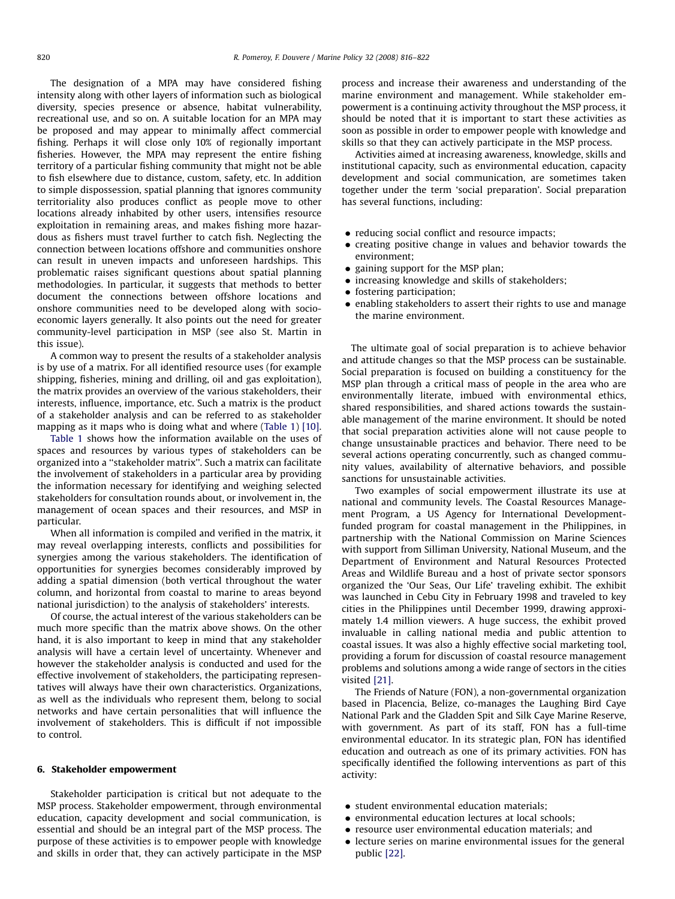The designation of a MPA may have considered fishing intensity along with other layers of information such as biological diversity, species presence or absence, habitat vulnerability, recreational use, and so on. A suitable location for an MPA may be proposed and may appear to minimally affect commercial fishing. Perhaps it will close only 10% of regionally important fisheries. However, the MPA may represent the entire fishing territory of a particular fishing community that might not be able to fish elsewhere due to distance, custom, safety, etc. In addition to simple dispossession, spatial planning that ignores community territoriality also produces conflict as people move to other locations already inhabited by other users, intensifies resource exploitation in remaining areas, and makes fishing more hazardous as fishers must travel further to catch fish. Neglecting the connection between locations offshore and communities onshore can result in uneven impacts and unforeseen hardships. This problematic raises significant questions about spatial planning methodologies. In particular, it suggests that methods to better document the connections between offshore locations and onshore communities need to be developed along with socio-economic layers generally. It also points out the need for greater community-level participation in MSP (see also St. Martin in this issue).

A common way to present the results of a stakeholder analysis is by use of a matrix. For all identified resource uses (for example shipping, fisheries, mining and drilling, oil and gas exploitation), the matrix provides an overview of the various stakeholders, their interests, influence, importance, etc. Such a matrix is the product of a stakeholder analysis and can be referred to as stakeholder mapping as it maps who is doing what and where (Table 1) [10]. Table 1 shows how the information available on the uses of spaces and resources by various types of stakeholders can be organized into a "stakeholder matrix". Such a matrix can facilitate the involvement of stakeholders in a particular area by providing the information necessary for identifying and weighing selected stakeholders for consultation rounds about, or involvement in, the management of ocean spaces and their resources, and MSP in particular.

When all information is compiled and verified in the matrix, it may reveal overlapping interests, conflicts and possibilities for synergies among the various stakeholders. The identification of opportunities for synergies becomes considerably improved by adding a spatial dimension (both vertical throughout the water column, and horizontal from coastal to marine to areas beyond national jurisdiction) to the analysis of stakeholders' interests.

Of course, the actual interest of the various stakeholders can be much more specific than the matrix above shows. On the other hand, it is also important to keep in mind that any stakeholder analysis will have a certain level of uncertainty. Whenever and however the stakeholder analysis is conducted and used for the effective involvement of stakeholders, the participating representatives will always have their own characteristics. Organizations, as well as the individuals who represent them, belong to social networks and have certain personalities that will influence the involvement of stakeholders. This is difficult if not impossible to control.

## 6. Stakeholder empowerment

Stakeholder participation is critical but not adequate to the MSP process. Stakeholder empowerment, through environmental education, capacity development and social communication, is essential and should be an integral part of the MSP process. The purpose of these activities is to empower people with knowledge and skills in order that, they can actively participate in the MSP process and increase their awareness and understanding of the marine environment and management. While stakeholder empowerment is a continuing activity throughout the MSP process, it should be noted that it is important to start these activities as soon as possible in order to empower people with knowledge and skills so that they can actively participate in the MSP process.

Activities aimed at increasing awareness, knowledge, skills and institutional capacity, such as environmental education, capacity development and social communication, are sometimes taken together under the term 'social preparation'. Social preparation has several functions, including:

- reducing social conflict and resource impacts;
- creating positive change in values and behavior towards the environment;
- gaining support for the MSP plan;
- increasing knowledge and skills of stakeholders;
- fostering participation;
- enabling stakeholders to assert their rights to use and manage the marine environment.

The ultimate goal of social preparation is to achieve behavior and attitude changes so that the MSP process can be sustainable. Social preparation is focused on building a constituency for the MSP plan through a critical mass of people in the area who are environmentally literate, imbued with environmental ethics, shared responsibilities, and shared actions towards the sustainable management of the marine environment. It should be noted that social preparation activities alone will not cause people to change unsustainable practices and behavior. There need to be several actions operating concurrently, such as changed community values, availability of alternative behaviors, and possible sanctions for unsustainable activities.

Two examples of social empowerment illustrate its use at national and community levels. The Coastal Resources Management Program, a US Agency for International Development-funded program for coastal management in the Philippines, in partnership with the National Commission on Marine Sciences with support from Silliman University, National Museum, and the Department of Environment and Natural Resources Protected Areas and Wildlife Bureau and a host of private sector sponsors organized the 'Our Seas, Our Life' traveling exhibit. The exhibit was launched in Cebu City in February 1998 and traveled to key cities in the Philippines until December 1999, drawing approximately 1.4 million viewers. A huge success, the exhibit proved invaluable in calling national media and public attention to coastal issues. It was also a highly effective social marketing tool, providing a forum for discussion of coastal resource management problems and solutions among a wide range of sectors in the cities visited [21].

The Friends of Nature (FON), a non-governmental organization based in Placencia, Belize, co-manages the Laughing Bird Caye National Park and the Gladden Spit and Silk Caye Marine Reserve, with government. As part of its staff, FON has a full-time environmental educator. In its strategic plan, FON has identified education and outreach as one of its primary activities. FON has specifically identified the following interventions as part of this activity:

- student environmental education materials;
- environmental education lectures at local schools;
- resource user environmental education materials; and
- lecture series on marine environmental issues for the general public [22].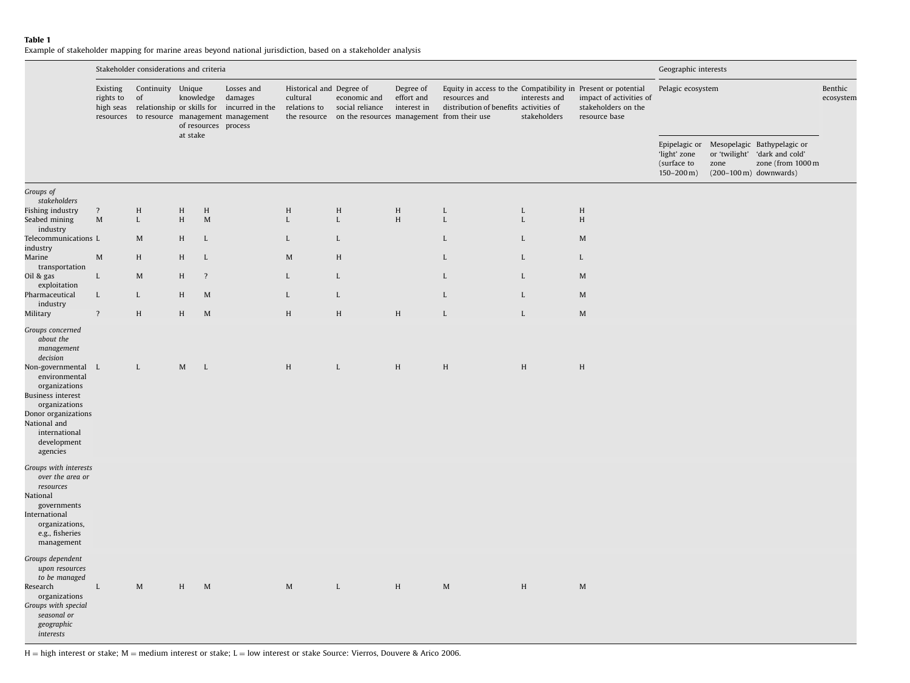**Table 1**
Example of stakeholder mapping for marine areas beyond national jurisdiction, based on a stakeholder analysis

| | Stakeholder considerations and criteria | | | | | | | | | | Geographic interests | | | |
|---|---|---|---|---|---|---|---|---|---|---|---|---|---|---|
| | Existing rights to high seas resources | Continuity of relationship to resource | Unique knowledge or skills for management of resources at stake | Losses and damages incurred in the management process | Historical and cultural relations to the resource | Degree of economic and social reliance on the resources | Degree of effort and interest in management | Equity in access to the resources and distribution of benefits from their use | Compatibility in interests and activities of stakeholders | Present or potential impact of activities of stakeholders on the resource base | Pelagic ecosystem | | | Benthic ecosystem |
| | | | | | | | | | | | Epipelagic or 'light' zone (surface to 150–200 m) | Mesopelagic or 'twilight' zone (200–100 m) | Bathypelagic or 'dark and cold' zone (from 1000 m downwards) | |
| *Groups of stakeholders* | | | | | | | | | | | | | | |
| Fishing industry | ? | H | H | H | H | H | H | L | L | H | | | | |
| Seabed mining industry | M | L | H | M | L | L | H | L | L | H | | | | |
| Telecommunications industry | L | M | H | L | L | L | | L | L | M | | | | |
| Marine transportation | M | H | H | L | M | H | | L | L | L | | | | |
| Oil & gas exploitation | L | M | H | ? | L | L | | L | L | M | | | | |
| Pharmaceutical industry | L | L | H | M | L | L | | L | L | M | | | | |
| Military | ? | H | H | M | H | H | H | L | L | M | | | | |
| *Groups concerned about the management decision* | | | | | | | | | | | | | | |
| Non-governmental environmental organizations | L | L | M | L | H | L | H | H | H | H | | | | |
| Business interest organizations | | | | | | | | | | | | | | |
| Donor organizations | | | | | | | | | | | | | | |
| National and international development agencies | | | | | | | | | | | | | | |
| *Groups with interests over the area or resources* | | | | | | | | | | | | | | |
| National governments | | | | | | | | | | | | | | |
| International organizations, e.g., fisheries management | | | | | | | | | | | | | | |
| *Groups dependent upon resources to be managed* | | | | | | | | | | | | | | |
| Research organizations | L | M | H | M | M | L | H | M | H | M | | | | |
| *Groups with special seasonal or geographic interests* | | | | | | | | | | | | | | |

H = high interest or stake; M = medium interest or stake; L = low interest or stake Source: Vierros, Douvere & Arico 2006.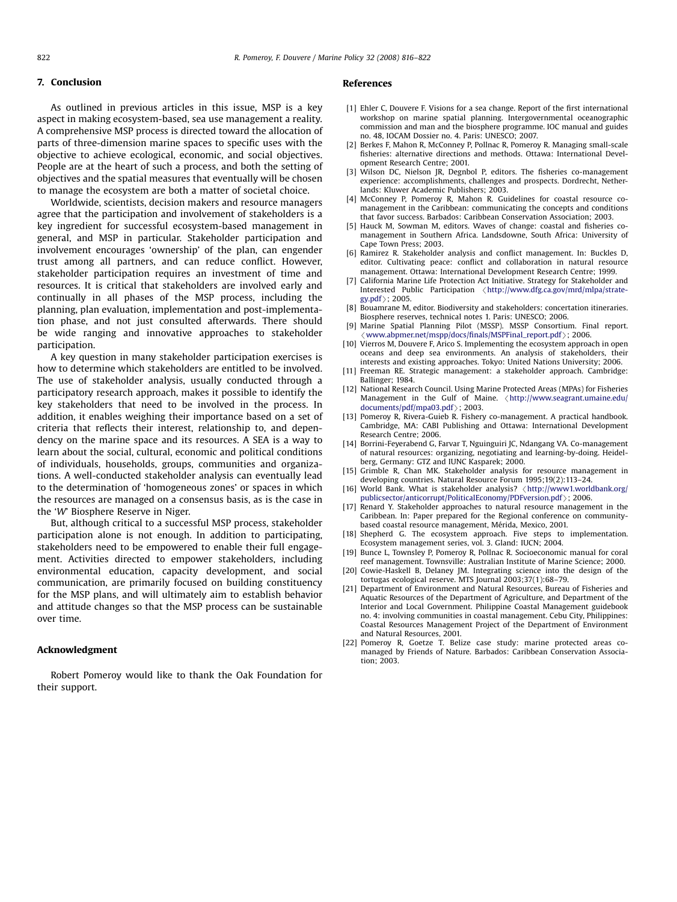## 7. Conclusion

As outlined in previous articles in this issue, MSP is a key aspect in making ecosystem-based, sea use management a reality. A comprehensive MSP process is directed toward the allocation of parts of three-dimension marine spaces to specific uses with the objective to achieve ecological, economic, and social objectives. People are at the heart of such a process, and both the setting of objectives and the spatial measures that eventually will be chosen to manage the ecosystem are both a matter of societal choice.

Worldwide, scientists, decision makers and resource managers agree that the participation and involvement of stakeholders is a key ingredient for successful ecosystem-based management in general, and MSP in particular. Stakeholder participation and involvement encourages 'ownership' of the plan, can engender trust among all partners, and can reduce conflict. However, stakeholder participation requires an investment of time and resources. It is critical that stakeholders are involved early and continually in all phases of the MSP process, including the planning, plan evaluation, implementation and post-implementation phase, and not just consulted afterwards. There should be wide ranging and innovative approaches to stakeholder participation.

A key question in many stakeholder participation exercises is how to determine which stakeholders are entitled to be involved. The use of stakeholder analysis, usually conducted through a participatory research approach, makes it possible to identify the key stakeholders that need to be involved in the process. In addition, it enables weighing their importance based on a set of criteria that reflects their interest, relationship to, and dependency on the marine space and its resources. A SEA is a way to learn about the social, cultural, economic and political conditions of individuals, households, groups, communities and organizations. A well-conducted stakeholder analysis can eventually lead to the determination of 'homogeneous zones' or spaces in which the resources are managed on a consensus basis, as is the case in the '*W*' Biosphere Reserve in Niger.

But, although critical to a successful MSP process, stakeholder participation alone is not enough. In addition to participating, stakeholders need to be empowered to enable their full engagement. Activities directed to empower stakeholders, including environmental education, capacity development, and social communication, are primarily focused on building constituency for the MSP plans, and will ultimately aim to establish behavior and attitude changes so that the MSP process can be sustainable over time.

## Acknowledgment

Robert Pomeroy would like to thank the Oak Foundation for their support.

## References

[1] Ehler C, Douvere F. Visions for a sea change. Report of the first international workshop on marine spatial planning. Intergovernmental oceanographic commission and man and the biosphere programme. IOC manual and guides no. 48, IOCAM Dossier no. 4. Paris: UNESCO; 2007.

[2] Berkes F, Mahon R, McConney P, Pollnac R, Pomeroy R. Managing small-scale fisheries: alternative directions and methods. Ottawa: International Development Research Centre; 2001.

[3] Wilson DC, Nielson JR, Degnbol P, editors. The fisheries co-management experience: accomplishments, challenges and prospects. Dordrecht, Netherlands: Kluwer Academic Publishers; 2003.

[4] McConney P, Pomeroy R, Mahon R. Guidelines for coastal resource co-management in the Caribbean: communicating the concepts and conditions that favor success. Barbados: Caribbean Conservation Association; 2003.

[5] Hauck M, Sowman M, editors. Waves of change: coastal and fisheries co-management in Southern Africa. Landsdowne, South Africa: University of Cape Town Press; 2003.

[6] Ramirez R. Stakeholder analysis and conflict management. In: Buckles D, editor. Cultivating peace: conflict and collaboration in natural resource management. Ottawa: International Development Research Centre; 1999.

[7] California Marine Life Protection Act Initiative. Strategy for Stakeholder and Interested Public Participation 〈http://www.dfg.ca.gov/mrd/mlpa/strategy.pdf〉; 2005.

[8] Bouamrane M, editor. Biodiversity and stakeholders: concertation itineraries. Biosphere reserves, technical notes 1. Paris: UNESCO; 2006.

[9] Marine Spatial Planning Pilot (MSSP). MSSP Consortium. Final report. 〈www.abpmer.net/mspp/docs/finals/MSPFinal_report.pdf〉; 2006.

[10] Vierros M, Douvere F, Arico S. Implementing the ecosystem approach in open oceans and deep sea environments. An analysis of stakeholders, their interests and existing approaches. Tokyo: United Nations University; 2006.

[11] Freeman RE. Strategic management: a stakeholder approach. Cambridge: Ballinger; 1984.

[12] National Research Council. Using Marine Protected Areas (MPAs) for Fisheries Management in the Gulf of Maine. 〈http://www.seagrant.umaine.edu/documents/pdf/mpa03.pdf〉; 2003.

[13] Pomeroy R, Rivera-Guieb R. Fishery co-management. A practical handbook. Cambridge, MA: CABI Publishing and Ottawa: International Development Research Centre; 2006.

[14] Borrini-Feyerabend G, Farvar T, Nguinguiri JC, Ndangang VA. Co-management of natural resources: organizing, negotiating and learning-by-doing. Heidelberg, Germany: GTZ and IUNC Kasparek; 2000.

[15] Grimble R, Chan MK. Stakeholder analysis for resource management in developing countries. Natural Resource Forum 1995;19(2):113–24.

[16] World Bank. What is stakeholder analysis? 〈http://www1.worldbank.org/publicsector/anticorrupt/PoliticalEconomy/PDFversion.pdf〉; 2006.

[17] Renard Y. Stakeholder approaches to natural resource management in the Caribbean. In: Paper prepared for the Regional conference on community-based coastal resource management, Mérida, Mexico, 2001.

[18] Shepherd G. The ecosystem approach. Five steps to implementation. Ecosystem management series, vol. 3. Gland: IUCN; 2004.

[19] Bunce L, Townsley P, Pomeroy R, Pollnac R. Socioeconomic manual for coral reef management. Townsville: Australian Institute of Marine Science; 2000.

[20] Cowie-Haskell B, Delaney JM. Integrating science into the design of the tortugas ecological reserve. MTS Journal 2003;37(1):68–79.

[21] Department of Environment and Natural Resources, Bureau of Fisheries and Aquatic Resources of the Department of Agriculture, and Department of the Interior and Local Government. Philippine Coastal Management guidebook no. 4: involving communities in coastal management. Cebu City, Philippines: Coastal Resources Management Project of the Department of Environment and Natural Resources, 2001.

[22] Pomeroy R, Goetze T. Belize case study: marine protected areas co-managed by Friends of Nature. Barbados: Caribbean Conservation Association; 2003.